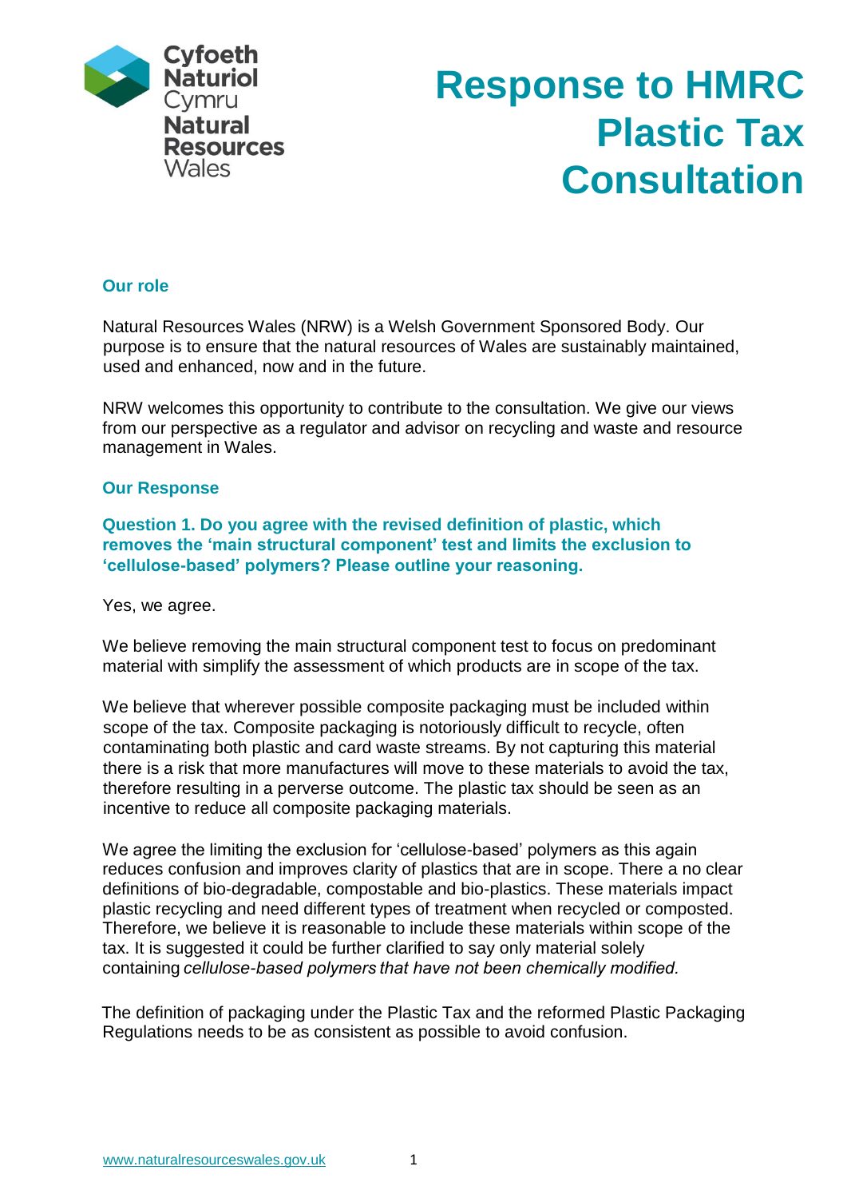Cyfoeth Naturiol Cymru
Natural Resources Wales

# Response to HMRC Plastic Tax Consultation

## Our role

Natural Resources Wales (NRW) is a Welsh Government Sponsored Body. Our purpose is to ensure that the natural resources of Wales are sustainably maintained, used and enhanced, now and in the future.

NRW welcomes this opportunity to contribute to the consultation. We give our views from our perspective as a regulator and advisor on recycling and waste and resource management in Wales.

## Our Response

### Question 1. Do you agree with the revised definition of plastic, which removes the 'main structural component' test and limits the exclusion to 'cellulose-based' polymers? Please outline your reasoning.

Yes, we agree.

We believe removing the main structural component test to focus on predominant material with simplify the assessment of which products are in scope of the tax.

We believe that wherever possible composite packaging must be included within scope of the tax. Composite packaging is notoriously difficult to recycle, often contaminating both plastic and card waste streams. By not capturing this material there is a risk that more manufactures will move to these materials to avoid the tax, therefore resulting in a perverse outcome. The plastic tax should be seen as an incentive to reduce all composite packaging materials.

We agree the limiting the exclusion for 'cellulose-based' polymers as this again reduces confusion and improves clarity of plastics that are in scope. There a no clear definitions of bio-degradable, compostable and bio-plastics. These materials impact plastic recycling and need different types of treatment when recycled or composted. Therefore, we believe it is reasonable to include these materials within scope of the tax. It is suggested it could be further clarified to say only material solely containing *cellulose-based polymers that have not been chemically modified.*

The definition of packaging under the Plastic Tax and the reformed Plastic Packaging Regulations needs to be as consistent as possible to avoid confusion.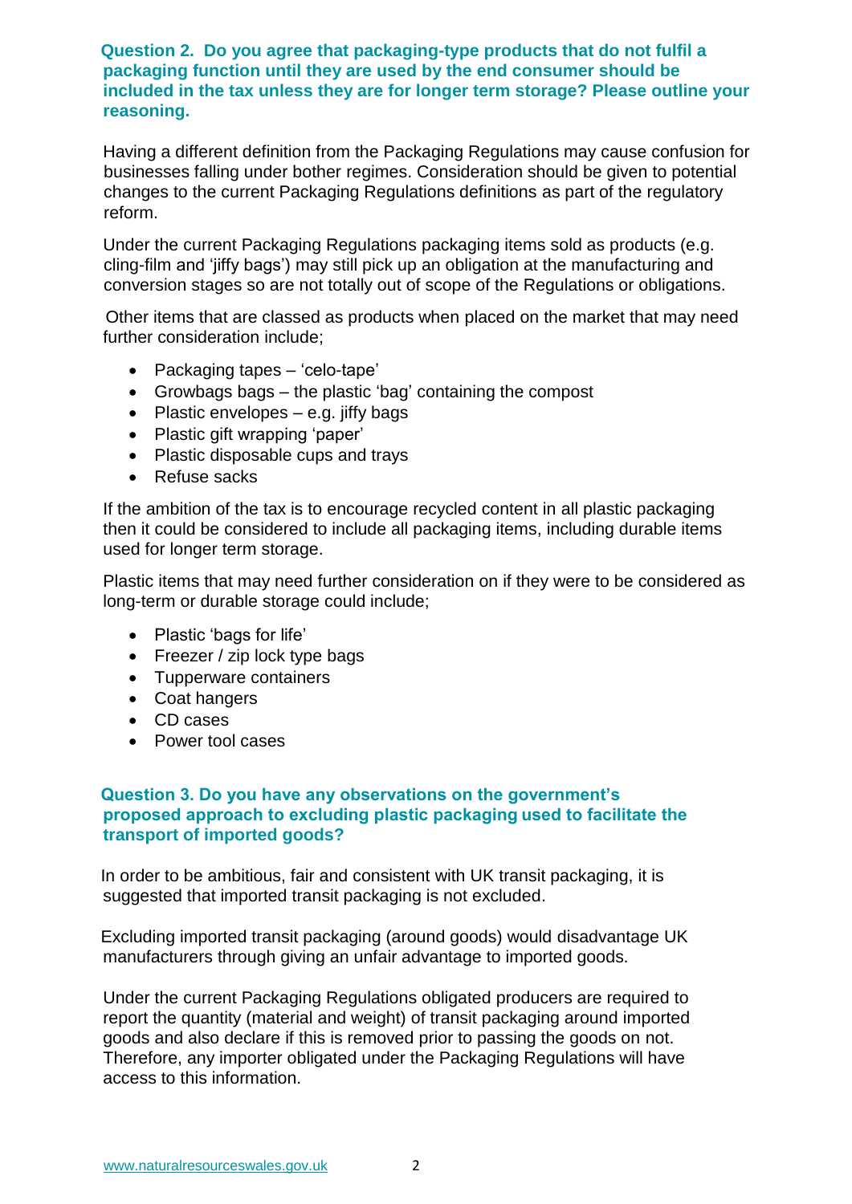**Question 2. Do you agree that packaging-type products that do not fulfil a packaging function until they are used by the end consumer should be included in the tax unless they are for longer term storage? Please outline your reasoning.**

Having a different definition from the Packaging Regulations may cause confusion for businesses falling under bother regimes. Consideration should be given to potential changes to the current Packaging Regulations definitions as part of the regulatory reform.

Under the current Packaging Regulations packaging items sold as products (e.g. cling-film and 'jiffy bags') may still pick up an obligation at the manufacturing and conversion stages so are not totally out of scope of the Regulations or obligations.

Other items that are classed as products when placed on the market that may need further consideration include;

- Packaging tapes – 'celo-tape'
- Growbags bags – the plastic 'bag' containing the compost
- Plastic envelopes – e.g. jiffy bags
- Plastic gift wrapping 'paper'
- Plastic disposable cups and trays
- Refuse sacks

If the ambition of the tax is to encourage recycled content in all plastic packaging then it could be considered to include all packaging items, including durable items used for longer term storage.

Plastic items that may need further consideration on if they were to be considered as long-term or durable storage could include;

- Plastic 'bags for life'
- Freezer / zip lock type bags
- Tupperware containers
- Coat hangers
- CD cases
- Power tool cases

**Question 3. Do you have any observations on the government's proposed approach to excluding plastic packaging used to facilitate the transport of imported goods?**

In order to be ambitious, fair and consistent with UK transit packaging, it is suggested that imported transit packaging is not excluded.

Excluding imported transit packaging (around goods) would disadvantage UK manufacturers through giving an unfair advantage to imported goods.

Under the current Packaging Regulations obligated producers are required to report the quantity (material and weight) of transit packaging around imported goods and also declare if this is removed prior to passing the goods on not. Therefore, any importer obligated under the Packaging Regulations will have access to this information.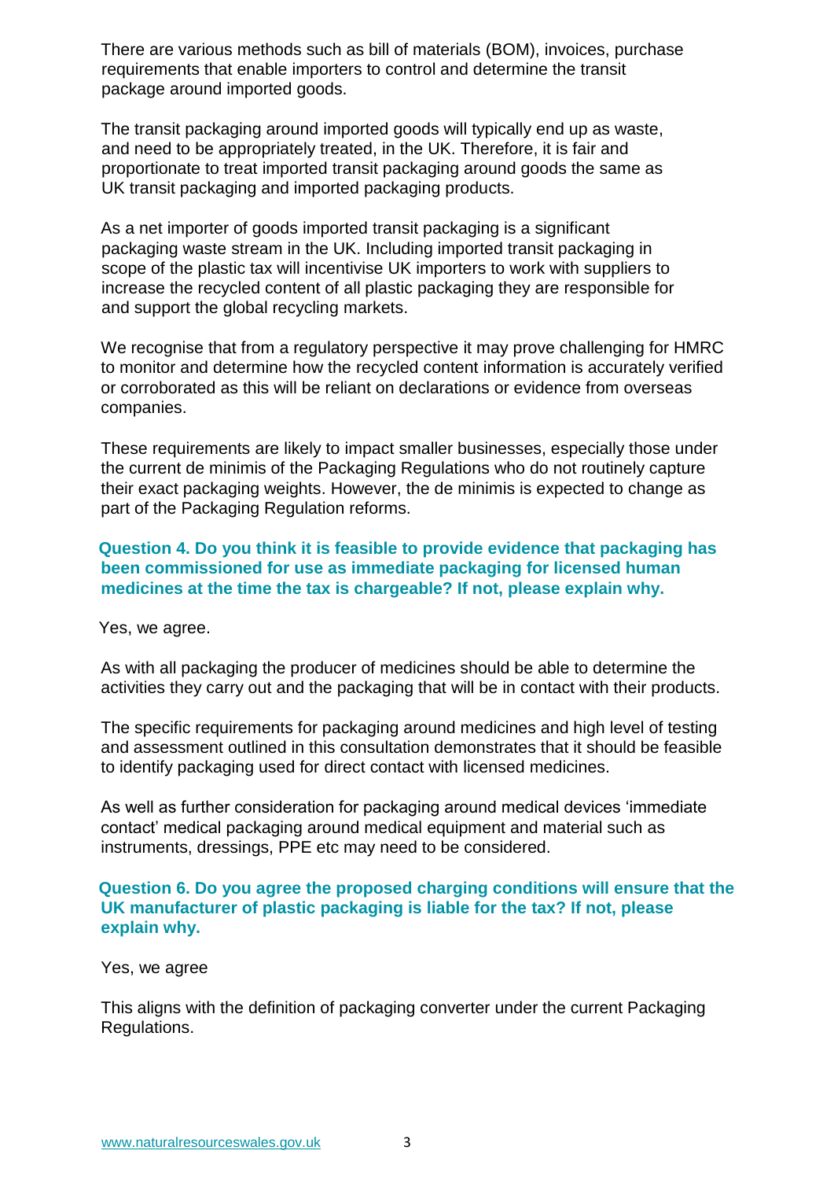There are various methods such as bill of materials (BOM), invoices, purchase requirements that enable importers to control and determine the transit package around imported goods.

The transit packaging around imported goods will typically end up as waste, and need to be appropriately treated, in the UK. Therefore, it is fair and proportionate to treat imported transit packaging around goods the same as UK transit packaging and imported packaging products.

As a net importer of goods imported transit packaging is a significant packaging waste stream in the UK. Including imported transit packaging in scope of the plastic tax will incentivise UK importers to work with suppliers to increase the recycled content of all plastic packaging they are responsible for and support the global recycling markets.

We recognise that from a regulatory perspective it may prove challenging for HMRC to monitor and determine how the recycled content information is accurately verified or corroborated as this will be reliant on declarations or evidence from overseas companies.

These requirements are likely to impact smaller businesses, especially those under the current de minimis of the Packaging Regulations who do not routinely capture their exact packaging weights. However, the de minimis is expected to change as part of the Packaging Regulation reforms.

**Question 4. Do you think it is feasible to provide evidence that packaging has been commissioned for use as immediate packaging for licensed human medicines at the time the tax is chargeable? If not, please explain why.**

Yes, we agree.

As with all packaging the producer of medicines should be able to determine the activities they carry out and the packaging that will be in contact with their products.

The specific requirements for packaging around medicines and high level of testing and assessment outlined in this consultation demonstrates that it should be feasible to identify packaging used for direct contact with licensed medicines.

As well as further consideration for packaging around medical devices 'immediate contact' medical packaging around medical equipment and material such as instruments, dressings, PPE etc may need to be considered.

**Question 6. Do you agree the proposed charging conditions will ensure that the UK manufacturer of plastic packaging is liable for the tax? If not, please explain why.**

Yes, we agree

This aligns with the definition of packaging converter under the current Packaging Regulations.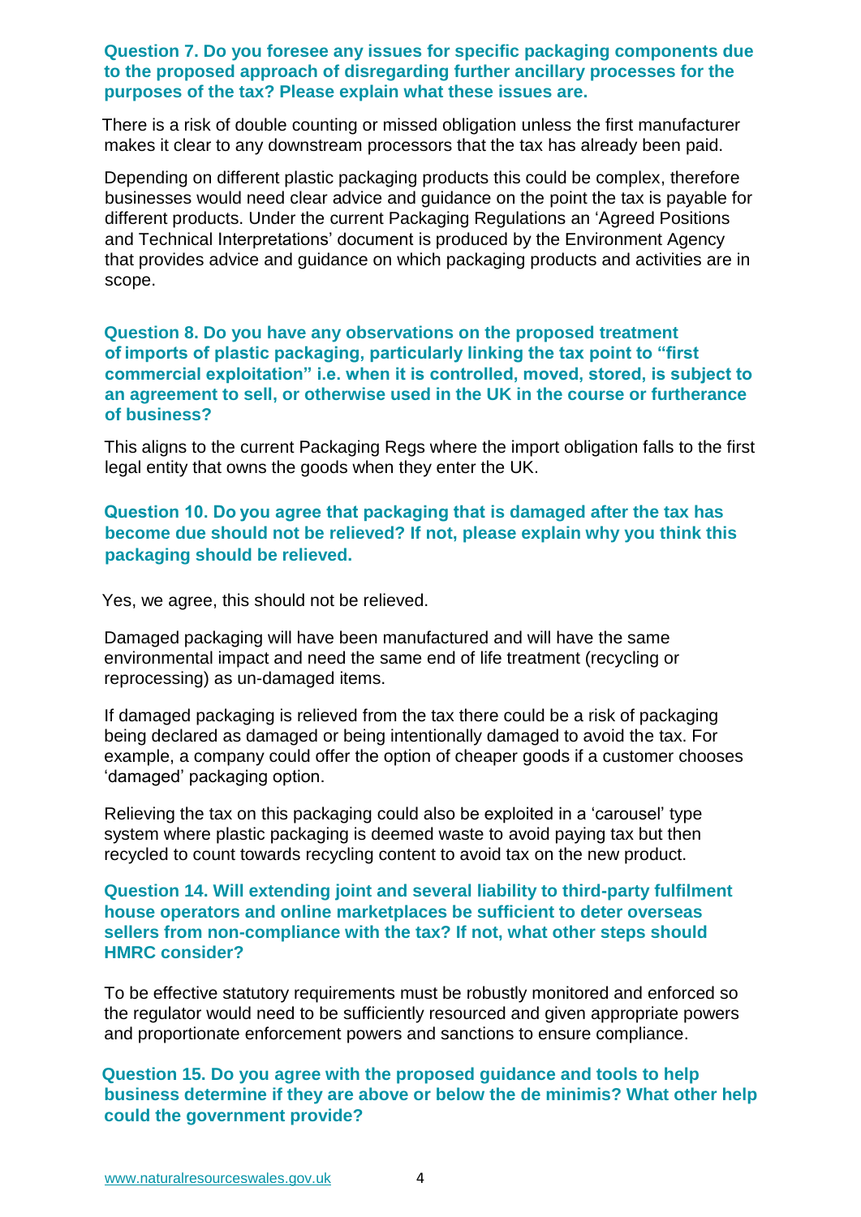**Question 7. Do you foresee any issues for specific packaging components due to the proposed approach of disregarding further ancillary processes for the purposes of the tax? Please explain what these issues are.**

There is a risk of double counting or missed obligation unless the first manufacturer makes it clear to any downstream processors that the tax has already been paid.

Depending on different plastic packaging products this could be complex, therefore businesses would need clear advice and guidance on the point the tax is payable for different products. Under the current Packaging Regulations an 'Agreed Positions and Technical Interpretations' document is produced by the Environment Agency that provides advice and guidance on which packaging products and activities are in scope.

**Question 8. Do you have any observations on the proposed treatment of imports of plastic packaging, particularly linking the tax point to "first commercial exploitation" i.e. when it is controlled, moved, stored, is subject to an agreement to sell, or otherwise used in the UK in the course or furtherance of business?**

This aligns to the current Packaging Regs where the import obligation falls to the first legal entity that owns the goods when they enter the UK.

**Question 10. Do you agree that packaging that is damaged after the tax has become due should not be relieved? If not, please explain why you think this packaging should be relieved.**

Yes, we agree, this should not be relieved.

Damaged packaging will have been manufactured and will have the same environmental impact and need the same end of life treatment (recycling or reprocessing) as un-damaged items.

If damaged packaging is relieved from the tax there could be a risk of packaging being declared as damaged or being intentionally damaged to avoid the tax. For example, a company could offer the option of cheaper goods if a customer chooses 'damaged' packaging option.

Relieving the tax on this packaging could also be exploited in a 'carousel' type system where plastic packaging is deemed waste to avoid paying tax but then recycled to count towards recycling content to avoid tax on the new product.

**Question 14. Will extending joint and several liability to third-party fulfilment house operators and online marketplaces be sufficient to deter overseas sellers from non-compliance with the tax? If not, what other steps should HMRC consider?**

To be effective statutory requirements must be robustly monitored and enforced so the regulator would need to be sufficiently resourced and given appropriate powers and proportionate enforcement powers and sanctions to ensure compliance.

**Question 15. Do you agree with the proposed guidance and tools to help business determine if they are above or below the de minimis? What other help could the government provide?**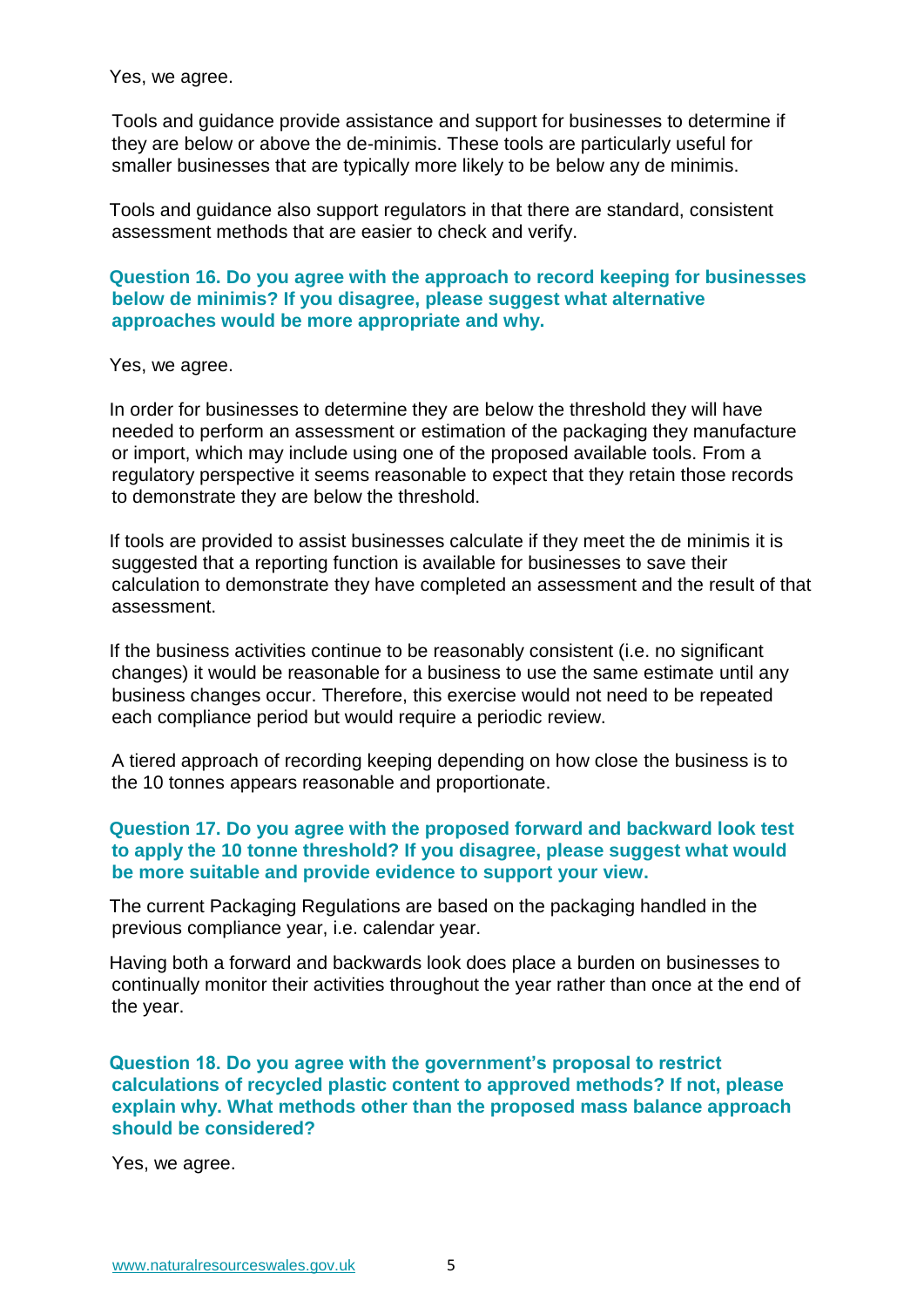Yes, we agree.

Tools and guidance provide assistance and support for businesses to determine if they are below or above the de-minimis. These tools are particularly useful for smaller businesses that are typically more likely to be below any de minimis.

Tools and guidance also support regulators in that there are standard, consistent assessment methods that are easier to check and verify.

**Question 16. Do you agree with the approach to record keeping for businesses below de minimis? If you disagree, please suggest what alternative approaches would be more appropriate and why.**

Yes, we agree.

In order for businesses to determine they are below the threshold they will have needed to perform an assessment or estimation of the packaging they manufacture or import, which may include using one of the proposed available tools. From a regulatory perspective it seems reasonable to expect that they retain those records to demonstrate they are below the threshold.

If tools are provided to assist businesses calculate if they meet the de minimis it is suggested that a reporting function is available for businesses to save their calculation to demonstrate they have completed an assessment and the result of that assessment.

If the business activities continue to be reasonably consistent (i.e. no significant changes) it would be reasonable for a business to use the same estimate until any business changes occur. Therefore, this exercise would not need to be repeated each compliance period but would require a periodic review.

A tiered approach of recording keeping depending on how close the business is to the 10 tonnes appears reasonable and proportionate.

**Question 17. Do you agree with the proposed forward and backward look test to apply the 10 tonne threshold? If you disagree, please suggest what would be more suitable and provide evidence to support your view.**

The current Packaging Regulations are based on the packaging handled in the previous compliance year, i.e. calendar year.

Having both a forward and backwards look does place a burden on businesses to continually monitor their activities throughout the year rather than once at the end of the year.

**Question 18. Do you agree with the government's proposal to restrict calculations of recycled plastic content to approved methods? If not, please explain why. What methods other than the proposed mass balance approach should be considered?**

Yes, we agree.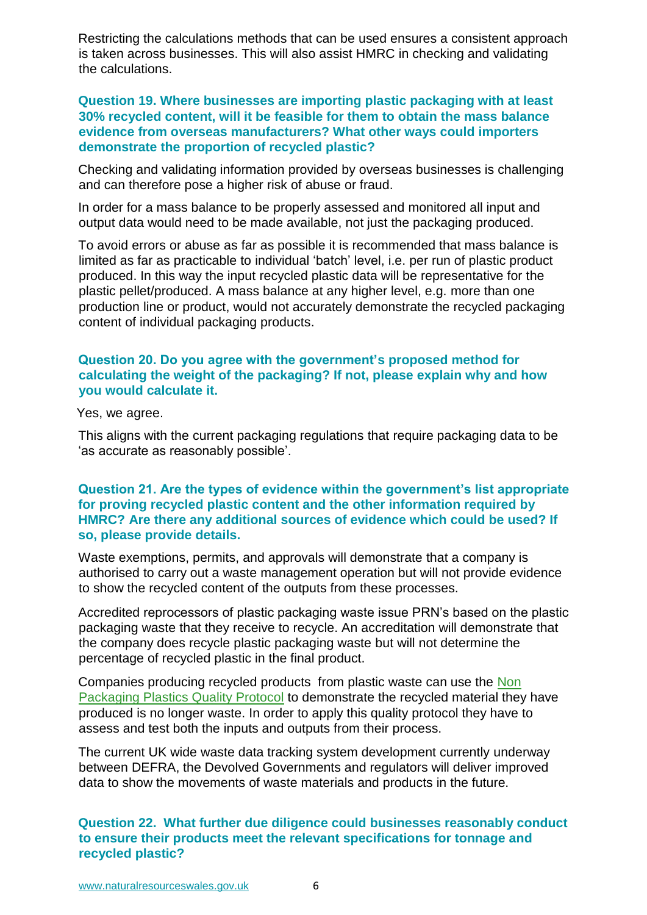Restricting the calculations methods that can be used ensures a consistent approach is taken across businesses. This will also assist HMRC in checking and validating the calculations.

**Question 19. Where businesses are importing plastic packaging with at least 30% recycled content, will it be feasible for them to obtain the mass balance evidence from overseas manufacturers? What other ways could importers demonstrate the proportion of recycled plastic?**

Checking and validating information provided by overseas businesses is challenging and can therefore pose a higher risk of abuse or fraud.

In order for a mass balance to be properly assessed and monitored all input and output data would need to be made available, not just the packaging produced.

To avoid errors or abuse as far as possible it is recommended that mass balance is limited as far as practicable to individual 'batch' level, i.e. per run of plastic product produced. In this way the input recycled plastic data will be representative for the plastic pellet/produced. A mass balance at any higher level, e.g. more than one production line or product, would not accurately demonstrate the recycled packaging content of individual packaging products.

**Question 20. Do you agree with the government's proposed method for calculating the weight of the packaging? If not, please explain why and how you would calculate it.**

Yes, we agree.

This aligns with the current packaging regulations that require packaging data to be 'as accurate as reasonably possible'.

**Question 21. Are the types of evidence within the government's list appropriate for proving recycled plastic content and the other information required by HMRC? Are there any additional sources of evidence which could be used? If so, please provide details.**

Waste exemptions, permits, and approvals will demonstrate that a company is authorised to carry out a waste management operation but will not provide evidence to show the recycled content of the outputs from these processes.

Accredited reprocessors of plastic packaging waste issue PRN's based on the plastic packaging waste that they receive to recycle. An accreditation will demonstrate that the company does recycle plastic packaging waste but will not determine the percentage of recycled plastic in the final product.

Companies producing recycled products from plastic waste can use the Non Packaging Plastics Quality Protocol to demonstrate the recycled material they have produced is no longer waste. In order to apply this quality protocol they have to assess and test both the inputs and outputs from their process.

The current UK wide waste data tracking system development currently underway between DEFRA, the Devolved Governments and regulators will deliver improved data to show the movements of waste materials and products in the future.

**Question 22. What further due diligence could businesses reasonably conduct to ensure their products meet the relevant specifications for tonnage and recycled plastic?**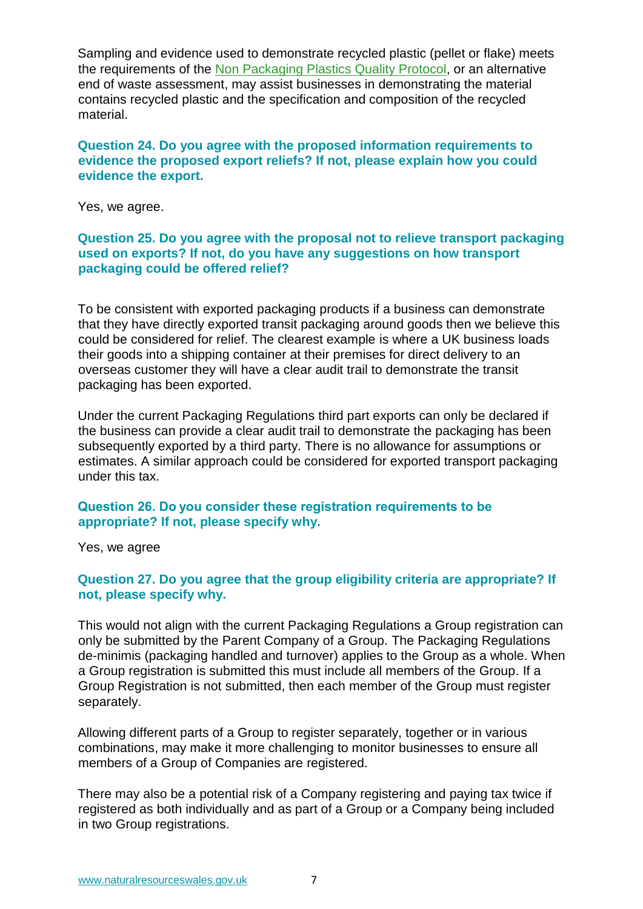Sampling and evidence used to demonstrate recycled plastic (pellet or flake) meets the requirements of the [Non Packaging Plastics Quality Protocol](), or an alternative end of waste assessment, may assist businesses in demonstrating the material contains recycled plastic and the specification and composition of the recycled material.

**Question 24. Do you agree with the proposed information requirements to evidence the proposed export reliefs? If not, please explain how you could evidence the export.**

Yes, we agree.

**Question 25. Do you agree with the proposal not to relieve transport packaging used on exports? If not, do you have any suggestions on how transport packaging could be offered relief?**

To be consistent with exported packaging products if a business can demonstrate that they have directly exported transit packaging around goods then we believe this could be considered for relief. The clearest example is where a UK business loads their goods into a shipping container at their premises for direct delivery to an overseas customer they will have a clear audit trail to demonstrate the transit packaging has been exported.

Under the current Packaging Regulations third part exports can only be declared if the business can provide a clear audit trail to demonstrate the packaging has been subsequently exported by a third party. There is no allowance for assumptions or estimates. A similar approach could be considered for exported transport packaging under this tax.

**Question 26. Do you consider these registration requirements to be appropriate? If not, please specify why.**

Yes, we agree

**Question 27. Do you agree that the group eligibility criteria are appropriate? If not, please specify why.**

This would not align with the current Packaging Regulations a Group registration can only be submitted by the Parent Company of a Group. The Packaging Regulations de-minimis (packaging handled and turnover) applies to the Group as a whole. When a Group registration is submitted this must include all members of the Group. If a Group Registration is not submitted, then each member of the Group must register separately.

Allowing different parts of a Group to register separately, together or in various combinations, may make it more challenging to monitor businesses to ensure all members of a Group of Companies are registered.

There may also be a potential risk of a Company registering and paying tax twice if registered as both individually and as part of a Group or a Company being included in two Group registrations.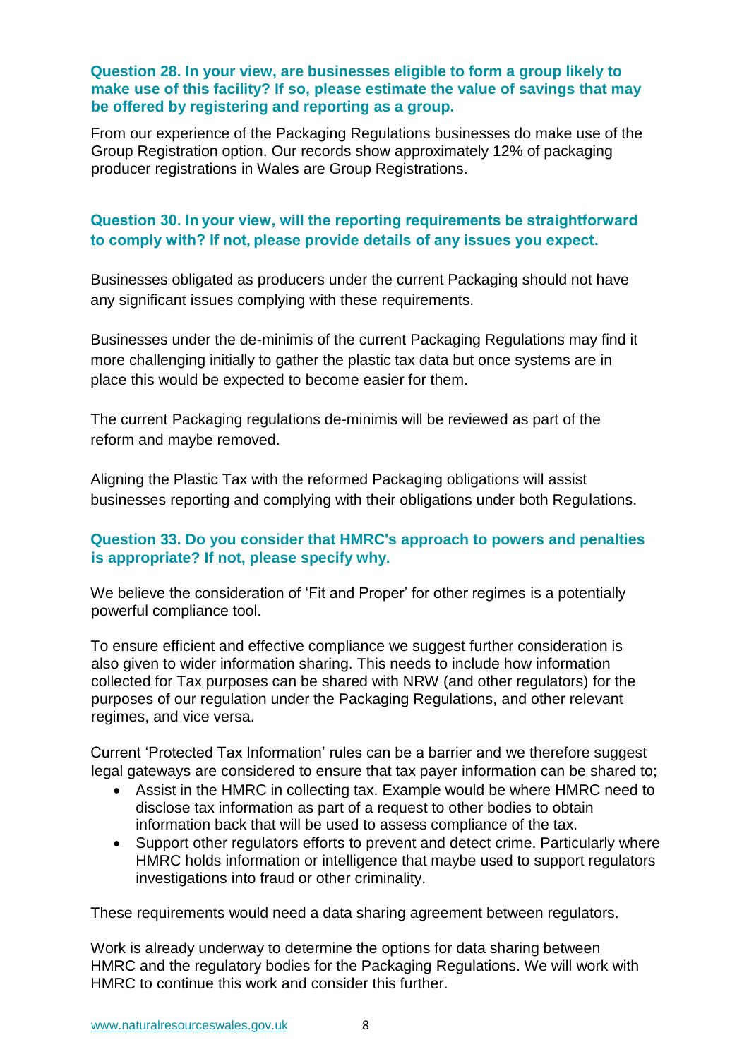**Question 28. In your view, are businesses eligible to form a group likely to make use of this facility? If so, please estimate the value of savings that may be offered by registering and reporting as a group.**

From our experience of the Packaging Regulations businesses do make use of the Group Registration option. Our records show approximately 12% of packaging producer registrations in Wales are Group Registrations.

**Question 30. In your view, will the reporting requirements be straightforward to comply with? If not, please provide details of any issues you expect.**

Businesses obligated as producers under the current Packaging should not have any significant issues complying with these requirements.

Businesses under the de-minimis of the current Packaging Regulations may find it more challenging initially to gather the plastic tax data but once systems are in place this would be expected to become easier for them.

The current Packaging regulations de-minimis will be reviewed as part of the reform and maybe removed.

Aligning the Plastic Tax with the reformed Packaging obligations will assist businesses reporting and complying with their obligations under both Regulations.

**Question 33. Do you consider that HMRC's approach to powers and penalties is appropriate? If not, please specify why.**

We believe the consideration of 'Fit and Proper' for other regimes is a potentially powerful compliance tool.

To ensure efficient and effective compliance we suggest further consideration is also given to wider information sharing. This needs to include how information collected for Tax purposes can be shared with NRW (and other regulators) for the purposes of our regulation under the Packaging Regulations, and other relevant regimes, and vice versa.

Current 'Protected Tax Information' rules can be a barrier and we therefore suggest legal gateways are considered to ensure that tax payer information can be shared to;

- Assist in the HMRC in collecting tax. Example would be where HMRC need to disclose tax information as part of a request to other bodies to obtain information back that will be used to assess compliance of the tax.
- Support other regulators efforts to prevent and detect crime. Particularly where HMRC holds information or intelligence that maybe used to support regulators investigations into fraud or other criminality.

These requirements would need a data sharing agreement between regulators.

Work is already underway to determine the options for data sharing between HMRC and the regulatory bodies for the Packaging Regulations. We will work with HMRC to continue this work and consider this further.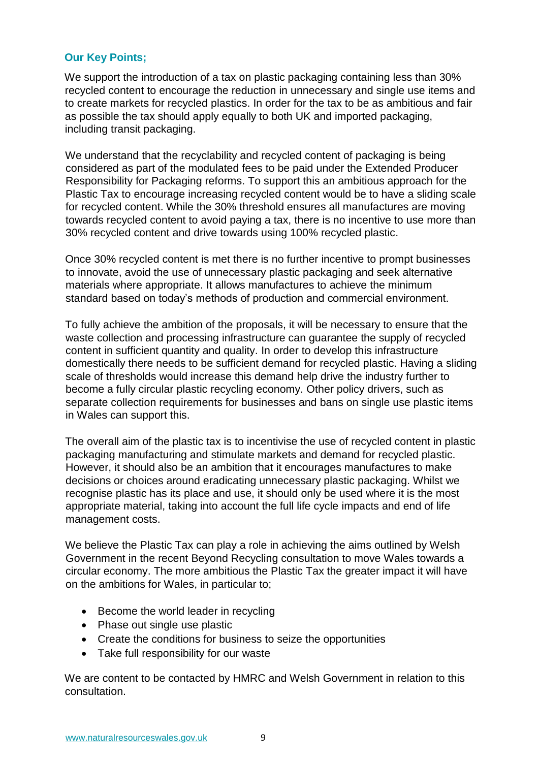**Our Key Points;**

We support the introduction of a tax on plastic packaging containing less than 30% recycled content to encourage the reduction in unnecessary and single use items and to create markets for recycled plastics. In order for the tax to be as ambitious and fair as possible the tax should apply equally to both UK and imported packaging, including transit packaging.

We understand that the recyclability and recycled content of packaging is being considered as part of the modulated fees to be paid under the Extended Producer Responsibility for Packaging reforms. To support this an ambitious approach for the Plastic Tax to encourage increasing recycled content would be to have a sliding scale for recycled content. While the 30% threshold ensures all manufactures are moving towards recycled content to avoid paying a tax, there is no incentive to use more than 30% recycled content and drive towards using 100% recycled plastic.

Once 30% recycled content is met there is no further incentive to prompt businesses to innovate, avoid the use of unnecessary plastic packaging and seek alternative materials where appropriate. It allows manufactures to achieve the minimum standard based on today's methods of production and commercial environment.

To fully achieve the ambition of the proposals, it will be necessary to ensure that the waste collection and processing infrastructure can guarantee the supply of recycled content in sufficient quantity and quality. In order to develop this infrastructure domestically there needs to be sufficient demand for recycled plastic. Having a sliding scale of thresholds would increase this demand help drive the industry further to become a fully circular plastic recycling economy. Other policy drivers, such as separate collection requirements for businesses and bans on single use plastic items in Wales can support this.

The overall aim of the plastic tax is to incentivise the use of recycled content in plastic packaging manufacturing and stimulate markets and demand for recycled plastic. However, it should also be an ambition that it encourages manufactures to make decisions or choices around eradicating unnecessary plastic packaging. Whilst we recognise plastic has its place and use, it should only be used where it is the most appropriate material, taking into account the full life cycle impacts and end of life management costs.

We believe the Plastic Tax can play a role in achieving the aims outlined by Welsh Government in the recent Beyond Recycling consultation to move Wales towards a circular economy. The more ambitious the Plastic Tax the greater impact it will have on the ambitions for Wales, in particular to;

- Become the world leader in recycling
- Phase out single use plastic
- Create the conditions for business to seize the opportunities
- Take full responsibility for our waste

We are content to be contacted by HMRC and Welsh Government in relation to this consultation.